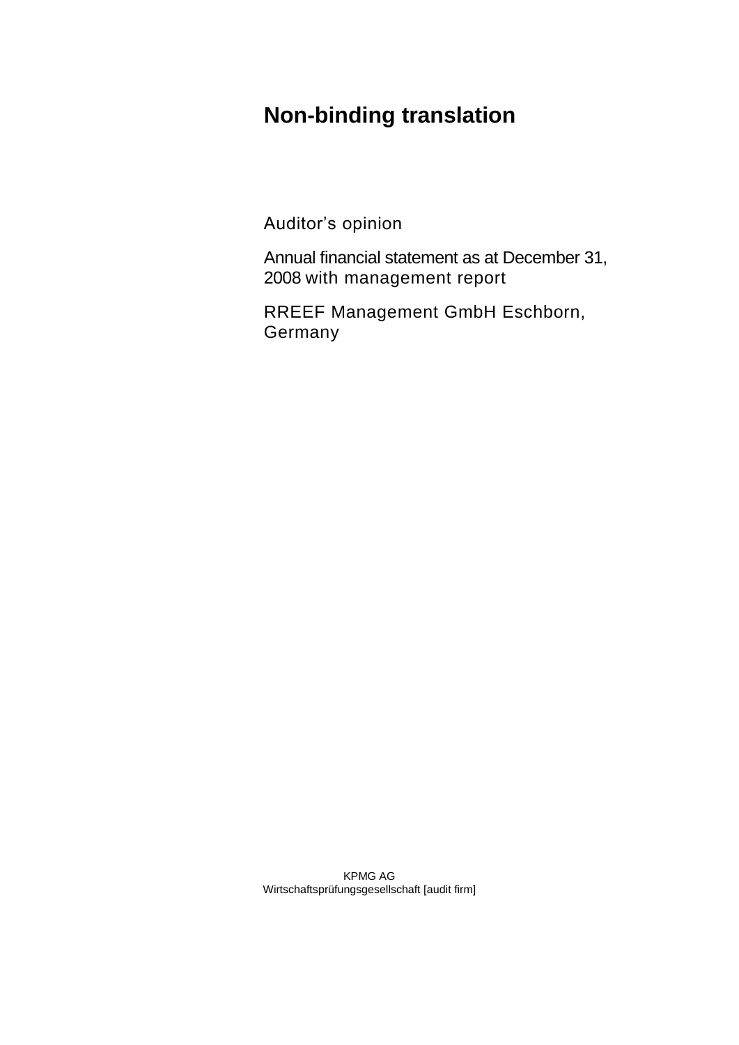# Non-binding translation

Auditor’s opinion

Annual financial statement as at December 31, 2008 with management report

RREEF Management GmbH Eschborn, Germany

KPMG AG
Wirtschaftsprüfungsgesellschaft [audit firm]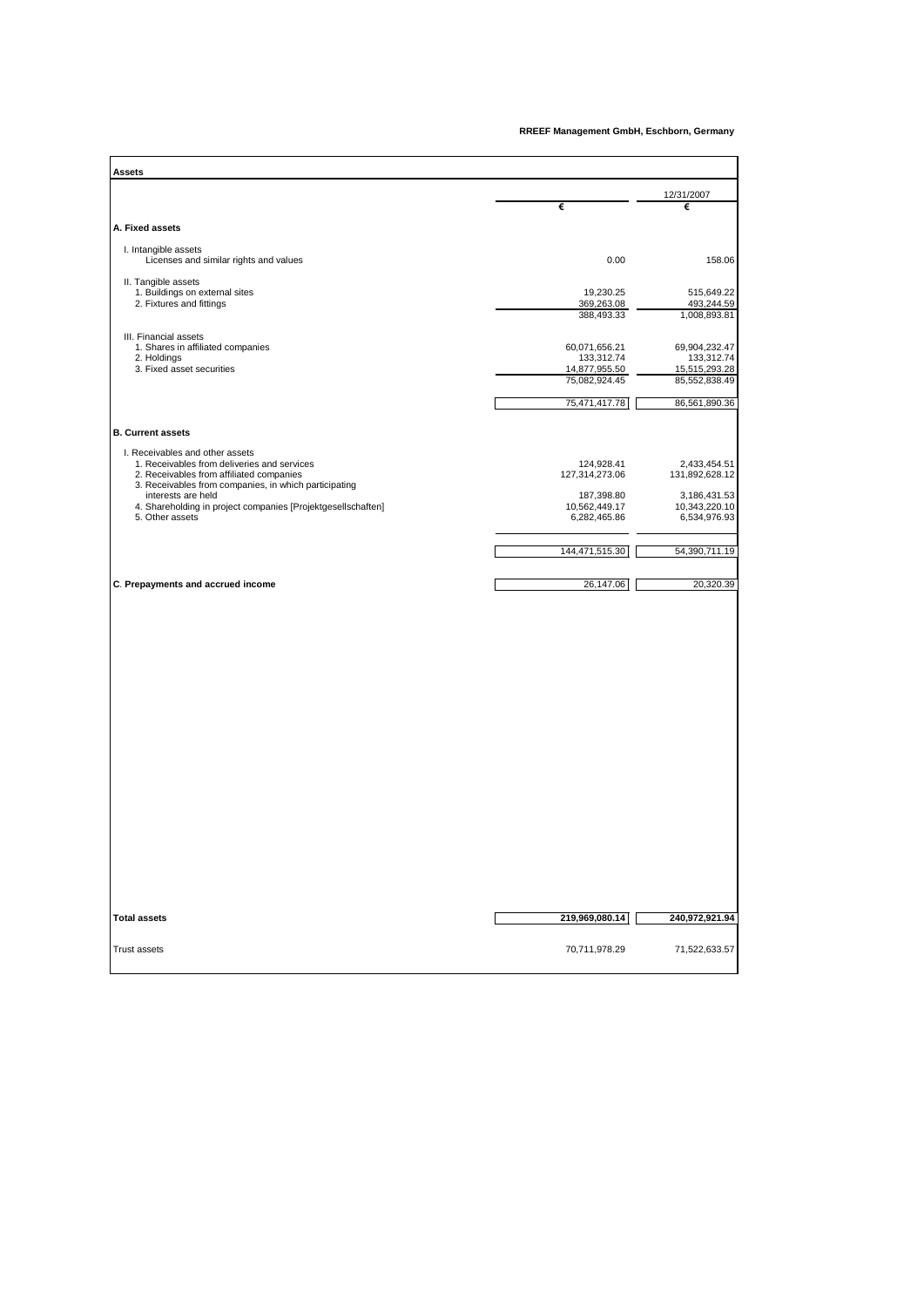**RREEF Management GmbH, Eschborn, Germany**

| Assets | € | 12/31/2007 € |
|---|---|---|
| **A. Fixed assets** | | |
| I. Intangible assets | | |
| Licenses and similar rights and values | 0.00 | 158.06 |
| II. Tangible assets | | |
| 1. Buildings on external sites | 19,230.25 | 515,649.22 |
| 2. Fixtures and fittings | 369,263.08 | 493,244.59 |
| | 388,493.33 | 1,008,893.81 |
| III. Financial assets | | |
| 1. Shares in affiliated companies | 60,071,656.21 | 69,904,232.47 |
| 2. Holdings | 133,312.74 | 133,312.74 |
| 3. Fixed asset securities | 14,877,955.50 | 15,515,293.28 |
| | 75,082,924.45 | 85,552,838.49 |
| | 75,471,417.78 | 86,561,890.36 |
| **B. Current assets** | | |
| I. Receivables and other assets | | |
| 1. Receivables from deliveries and services | 124,928.41 | 2,433,454.51 |
| 2. Receivables from affiliated companies | 127,314,273.06 | 131,892,628.12 |
| 3. Receivables from companies, in which participating interests are held | 187,398.80 | 3,186,431.53 |
| 4. Shareholding in project companies [Projektgesellschaften] | 10,562,449.17 | 10,343,220.10 |
| 5. Other assets | 6,282,465.86 | 6,534,976.93 |
| | 144,471,515.30 | 54,390,711.19 |
| **C. Prepayments and accrued income** | 26,147.06 | 20,320.39 |
| **Total assets** | **219,969,080.14** | **240,972,921.94** |
| Trust assets | 70,711,978.29 | 71,522,633.57 |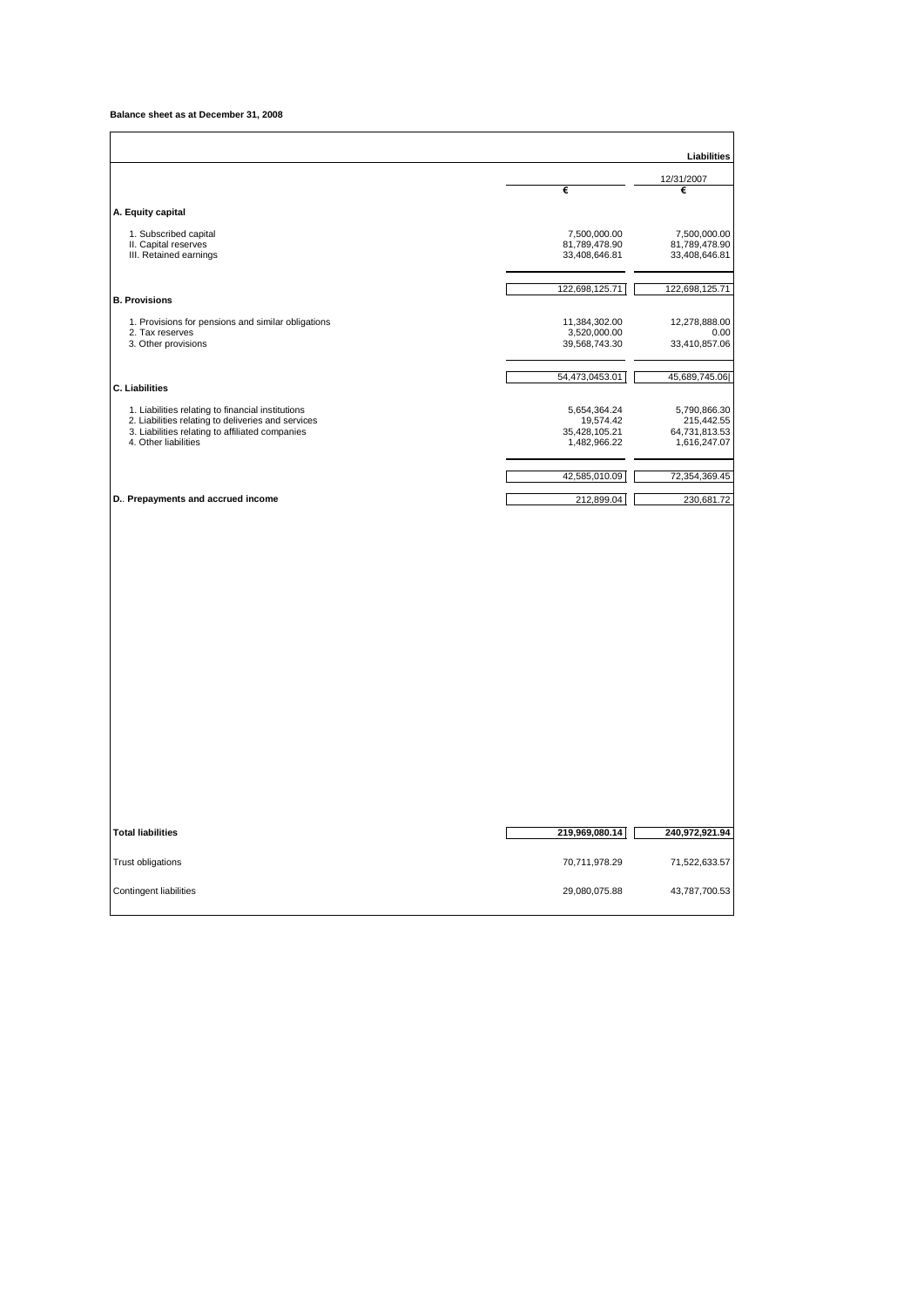**Balance sheet as at December 31, 2008**

| | | **Liabilities** |
|---|---|---|
| | | 12/31/2007 |
| | € | € |
| **A. Equity capital** | | |
| 1. Subscribed capital | 7,500,000.00 | 7,500,000.00 |
| II. Capital reserves | 81,789,478.90 | 81,789,478.90 |
| III. Retained earnings | 33,408,646.81 | 33,408,646.81 |
| | 122,698,125.71 | 122,698,125.71 |
| **B. Provisions** | | |
| 1. Provisions for pensions and similar obligations | 11,384,302.00 | 12,278,888.00 |
| 2. Tax reserves | 3,520,000.00 | 0.00 |
| 3. Other provisions | 39,568,743.30 | 33,410,857.06 |
| | 54,473,0453.01 | 45,689,745.06 |
| **C. Liabilities** | | |
| 1. Liabilities relating to financial institutions | 5,654,364.24 | 5,790,866.30 |
| 2. Liabilities relating to deliveries and services | 19,574.42 | 215,442.55 |
| 3. Liabilities relating to affiliated companies | 35,428,105.21 | 64,731,813.53 |
| 4. Other liabilities | 1,482,966.22 | 1,616,247.07 |
| | 42,585,010.09 | 72,354,369.45 |
| **D.. Prepayments and accrued income** | 212,899.04 | 230,681.72 |
| **Total liabilities** | **219,969,080.14** | **240,972,921.94** |
| Trust obligations | 70,711,978.29 | 71,522,633.57 |
| Contingent liabilities | 29,080,075.88 | 43,787,700.53 |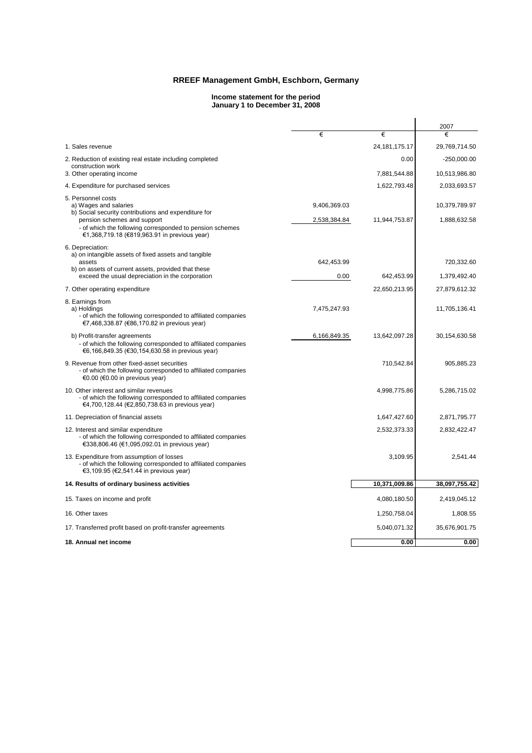# RREEF Management GmbH, Eschborn, Germany

## Income statement for the period January 1 to December 31, 2008

| | € | € | 2007 € |
|---|---|---|---|
| 1. Sales revenue | | 24,181,175.17 | 29,769,714.50 |
| 2. Reduction of existing real estate including completed construction work | | 0.00 | -250,000.00 |
| 3. Other operating income | | 7,881,544.88 | 10,513,986.80 |
| 4. Expenditure for purchased services | | 1,622,793.48 | 2,033,693.57 |
| 5. Personnel costs | | | |
| a) Wages and salaries | 9,406,369.03 | | 10,379,789.97 |
| b) Social security contributions and expenditure for pension schemes and support<br>- of which the following corresponded to pension schemes €1,368,719.18 (€819,963.91 in previous year) | 2,538,384.84 | 11,944,753.87 | 1,888,632.58 |
| 6. Depreciation: | | | |
| a) on intangible assets of fixed assets and tangible assets | 642,453.99 | | 720,332.60 |
| b) on assets of current assets, provided that these exceed the usual depreciation in the corporation | 0.00 | 642,453.99 | 1,379,492.40 |
| 7. Other operating expenditure | | 22,650,213.95 | 27,879,612.32 |
| 8. Earnings from | | | |
| a) Holdings<br>- of which the following corresponded to affiliated companies €7,468,338.87 (€86,170.82 in previous year) | 7,475,247.93 | | 11,705,136.41 |
| b) Profit-transfer agreements<br>- of which the following corresponded to affiliated companies €6,166,849.35 (€30,154,630.58 in previous year) | 6,166,849.35 | 13,642,097.28 | 30,154,630.58 |
| 9. Revenue from other fixed-asset securities<br>- of which the following corresponded to affiliated companies €0.00 (€0.00 in previous year) | | 710,542.84 | 905,885.23 |
| 10. Other interest and similar revenues<br>- of which the following corresponded to affiliated companies €4,700,128.44 (€2,850,738.63 in previous year) | | 4,998,775.86 | 5,286,715.02 |
| 11. Depreciation of financial assets | | 1,647,427.60 | 2,871,795.77 |
| 12. Interest and similar expenditure<br>- of which the following corresponded to affiliated companies €338,806.46 (€1,095,092.01 in previous year) | | 2,532,373.33 | 2,832,422.47 |
| 13. Expenditure from assumption of losses<br>- of which the following corresponded to affiliated companies €3,109.95 (€2,541.44 in previous year) | | 3,109.95 | 2,541.44 |
| **14. Results of ordinary business activities** | | **10,371,009.86** | **38,097,755.42** |
| 15. Taxes on income and profit | | 4,080,180.50 | 2,419,045.12 |
| 16. Other taxes | | 1,250,758.04 | 1,808.55 |
| 17. Transferred profit based on profit-transfer agreements | | 5,040,071.32 | 35,676,901.75 |
| **18. Annual net income** | | **0.00** | **0.00** |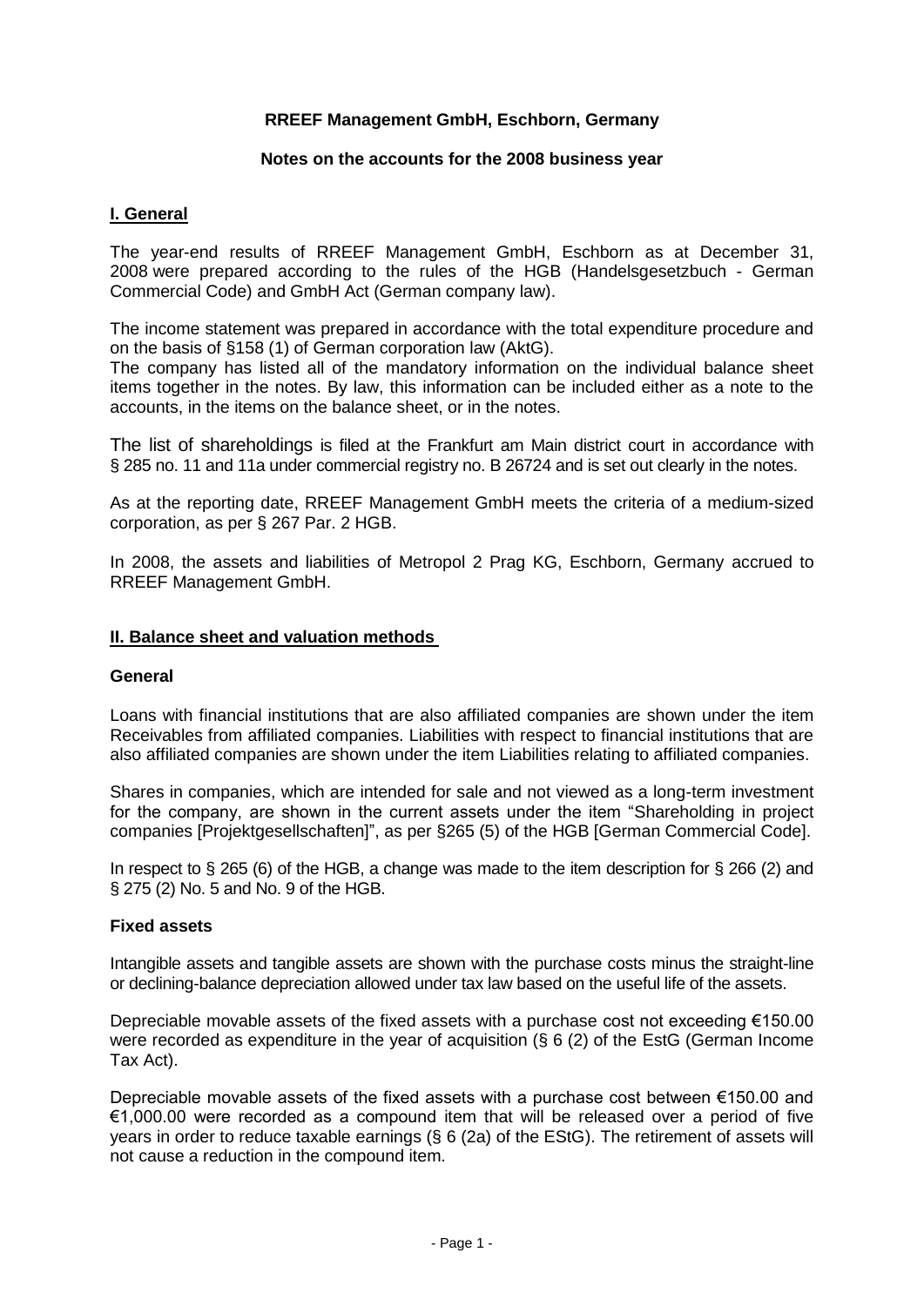**RREEF Management GmbH, Eschborn, Germany**

**Notes on the accounts for the 2008 business year**

## I. General

The year-end results of RREEF Management GmbH, Eschborn as at December 31, 2008 were prepared according to the rules of the HGB (Handelsgesetzbuch - German Commercial Code) and GmbH Act (German company law).

The income statement was prepared in accordance with the total expenditure procedure and on the basis of §158 (1) of German corporation law (AktG).
The company has listed all of the mandatory information on the individual balance sheet items together in the notes. By law, this information can be included either as a note to the accounts, in the items on the balance sheet, or in the notes.

The list of shareholdings is filed at the Frankfurt am Main district court in accordance with § 285 no. 11 and 11a under commercial registry no. B 26724 and is set out clearly in the notes.

As at the reporting date, RREEF Management GmbH meets the criteria of a medium-sized corporation, as per § 267 Par. 2 HGB.

In 2008, the assets and liabilities of Metropol 2 Prag KG, Eschborn, Germany accrued to RREEF Management GmbH.

## II. Balance sheet and valuation methods

### General

Loans with financial institutions that are also affiliated companies are shown under the item Receivables from affiliated companies. Liabilities with respect to financial institutions that are also affiliated companies are shown under the item Liabilities relating to affiliated companies.

Shares in companies, which are intended for sale and not viewed as a long-term investment for the company, are shown in the current assets under the item "Shareholding in project companies [Projektgesellschaften]", as per §265 (5) of the HGB [German Commercial Code].

In respect to § 265 (6) of the HGB, a change was made to the item description for § 266 (2) and § 275 (2) No. 5 and No. 9 of the HGB.

### Fixed assets

Intangible assets and tangible assets are shown with the purchase costs minus the straight-line or declining-balance depreciation allowed under tax law based on the useful life of the assets.

Depreciable movable assets of the fixed assets with a purchase cost not exceeding €150.00 were recorded as expenditure in the year of acquisition (§ 6 (2) of the EstG (German Income Tax Act).

Depreciable movable assets of the fixed assets with a purchase cost between €150.00 and €1,000.00 were recorded as a compound item that will be released over a period of five years in order to reduce taxable earnings (§ 6 (2a) of the EStG). The retirement of assets will not cause a reduction in the compound item.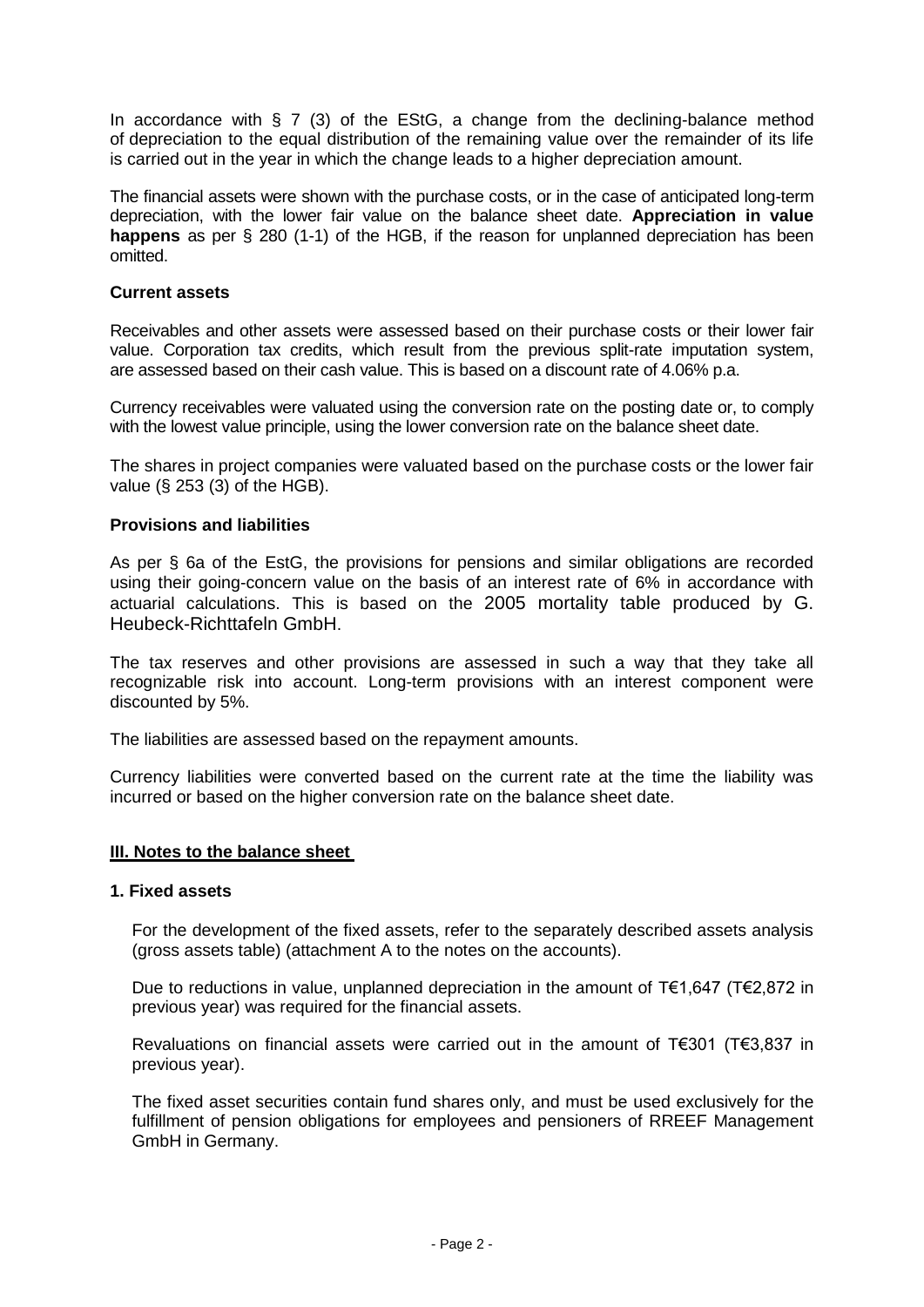In accordance with § 7 (3) of the EStG, a change from the declining-balance method of depreciation to the equal distribution of the remaining value over the remainder of its life is carried out in the year in which the change leads to a higher depreciation amount.

The financial assets were shown with the purchase costs, or in the case of anticipated long-term depreciation, with the lower fair value on the balance sheet date. **Appreciation in value happens** as per § 280 (1-1) of the HGB, if the reason for unplanned depreciation has been omitted.

**Current assets**

Receivables and other assets were assessed based on their purchase costs or their lower fair value. Corporation tax credits, which result from the previous split-rate imputation system, are assessed based on their cash value. This is based on a discount rate of 4.06% p.a.

Currency receivables were valuated using the conversion rate on the posting date or, to comply with the lowest value principle, using the lower conversion rate on the balance sheet date.

The shares in project companies were valuated based on the purchase costs or the lower fair value (§ 253 (3) of the HGB).

**Provisions and liabilities**

As per § 6a of the EstG, the provisions for pensions and similar obligations are recorded using their going-concern value on the basis of an interest rate of 6% in accordance with actuarial calculations. This is based on the 2005 mortality table produced by G. Heubeck-Richttafeln GmbH.

The tax reserves and other provisions are assessed in such a way that they take all recognizable risk into account. Long-term provisions with an interest component were discounted by 5%.

The liabilities are assessed based on the repayment amounts.

Currency liabilities were converted based on the current rate at the time the liability was incurred or based on the higher conversion rate on the balance sheet date.

## III. Notes to the balance sheet

### 1. Fixed assets

For the development of the fixed assets, refer to the separately described assets analysis (gross assets table) (attachment A to the notes on the accounts).

Due to reductions in value, unplanned depreciation in the amount of T€1,647 (T€2,872 in previous year) was required for the financial assets.

Revaluations on financial assets were carried out in the amount of T€301 (T€3,837 in previous year).

The fixed asset securities contain fund shares only, and must be used exclusively for the fulfillment of pension obligations for employees and pensioners of RREEF Management GmbH in Germany.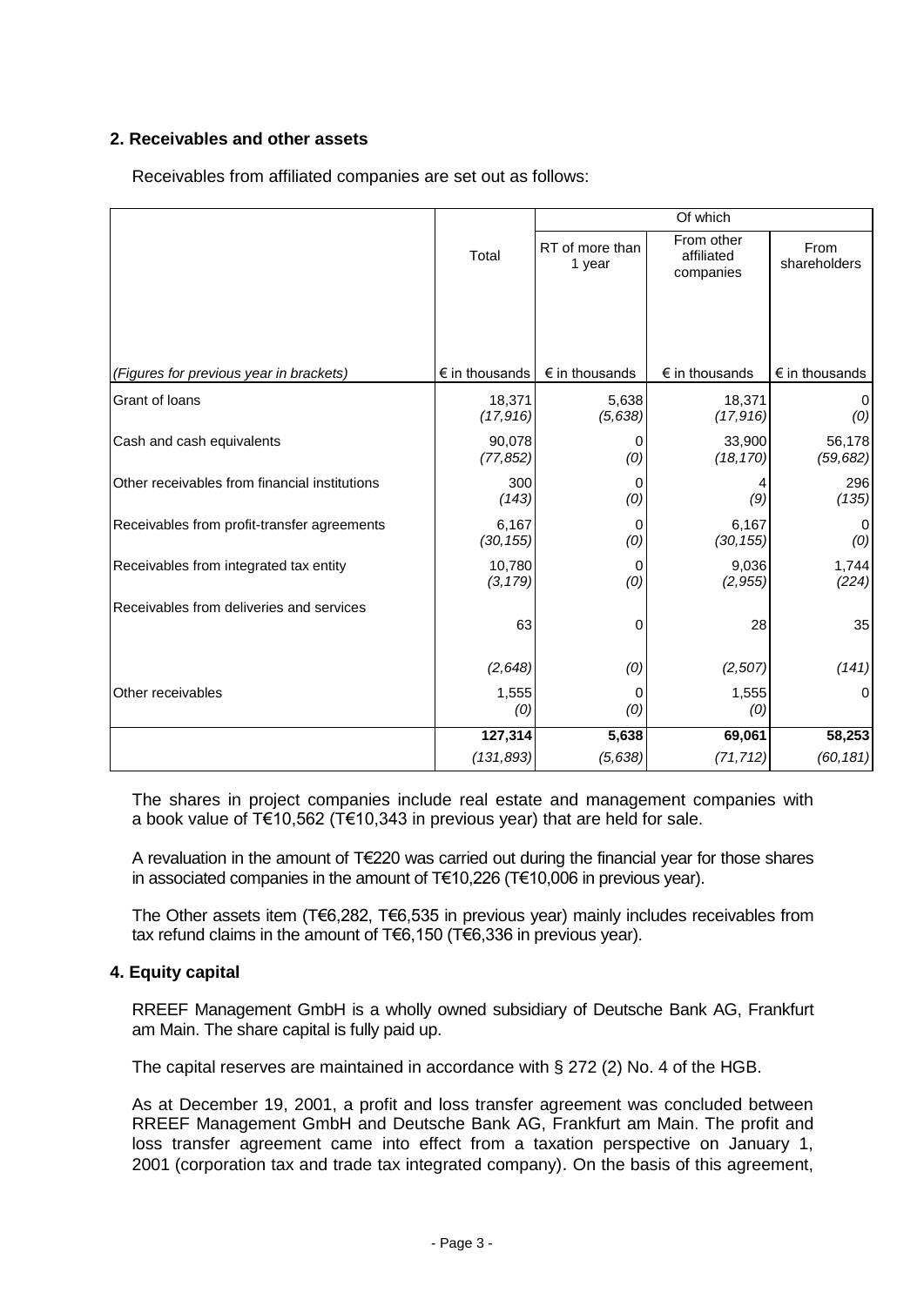## 2. Receivables and other assets

Receivables from affiliated companies are set out as follows:

| | | Of which | | |
|---|---|---|---|---|
| | Total | RT of more than 1 year | From other affiliated companies | From shareholders |
| *(Figures for previous year in brackets)* | € in thousands | € in thousands | € in thousands | € in thousands |
| Grant of loans | 18,371<br>*(17,916)* | 5,638<br>*(5,638)* | 18,371<br>*(17,916)* | 0<br>*(0)* |
| Cash and cash equivalents | 90,078<br>*(77,852)* | 0<br>*(0)* | 33,900<br>*(18,170)* | 56,178<br>*(59,682)* |
| Other receivables from financial institutions | 300<br>*(143)* | 0<br>*(0)* | 4<br>*(9)* | 296<br>*(135)* |
| Receivables from profit-transfer agreements | 6,167<br>*(30,155)* | 0<br>*(0)* | 6,167<br>*(30,155)* | 0<br>*(0)* |
| Receivables from integrated tax entity | 10,780<br>*(3,179)* | 0<br>*(0)* | 9,036<br>*(2,955)* | 1,744<br>*(224)* |
| Receivables from deliveries and services | 63<br>*(2,648)* | 0<br>*(0)* | 28<br>*(2,507)* | 35<br>*(141)* |
| Other receivables | 1,555<br>*(0)* | 0<br>*(0)* | 1,555<br>*(0)* | 0 |
| | **127,314**<br>*(131,893)* | **5,638**<br>*(5,638)* | **69,061**<br>*(71,712)* | **58,253**<br>*(60,181)* |

The shares in project companies include real estate and management companies with a book value of T€10,562 (T€10,343 in previous year) that are held for sale.

A revaluation in the amount of T€220 was carried out during the financial year for those shares in associated companies in the amount of T€10,226 (T€10,006 in previous year).

The Other assets item (T€6,282, T€6,535 in previous year) mainly includes receivables from tax refund claims in the amount of T€6,150 (T€6,336 in previous year).

## 4. Equity capital

RREEF Management GmbH is a wholly owned subsidiary of Deutsche Bank AG, Frankfurt am Main. The share capital is fully paid up.

The capital reserves are maintained in accordance with § 272 (2) No. 4 of the HGB.

As at December 19, 2001, a profit and loss transfer agreement was concluded between RREEF Management GmbH and Deutsche Bank AG, Frankfurt am Main. The profit and loss transfer agreement came into effect from a taxation perspective on January 1, 2001 (corporation tax and trade tax integrated company). On the basis of this agreement,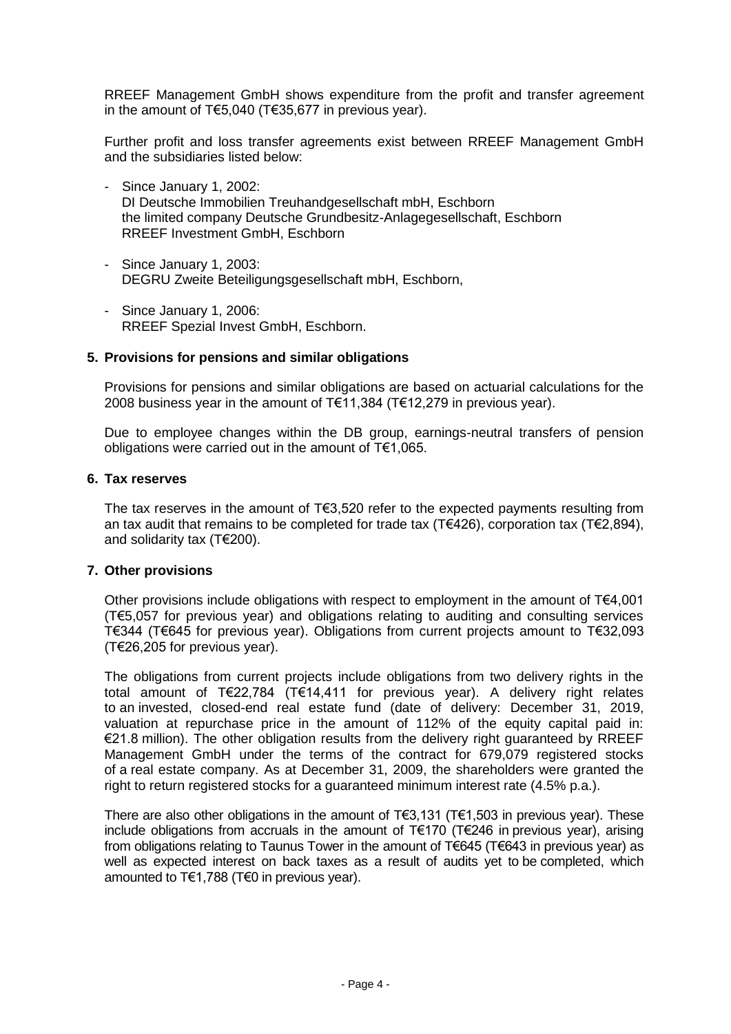RREEF Management GmbH shows expenditure from the profit and transfer agreement in the amount of T€5,040 (T€35,677 in previous year).

Further profit and loss transfer agreements exist between RREEF Management GmbH and the subsidiaries listed below:

- Since January 1, 2002:
  DI Deutsche Immobilien Treuhandgesellschaft mbH, Eschborn
  the limited company Deutsche Grundbesitz-Anlagegesellschaft, Eschborn
  RREEF Investment GmbH, Eschborn
- Since January 1, 2003:
  DEGRU Zweite Beteiligungsgesellschaft mbH, Eschborn,
- Since January 1, 2006:
  RREEF Spezial Invest GmbH, Eschborn.

## 5. Provisions for pensions and similar obligations

Provisions for pensions and similar obligations are based on actuarial calculations for the 2008 business year in the amount of T€11,384 (T€12,279 in previous year).

Due to employee changes within the DB group, earnings-neutral transfers of pension obligations were carried out in the amount of T€1,065.

## 6. Tax reserves

The tax reserves in the amount of T€3,520 refer to the expected payments resulting from an tax audit that remains to be completed for trade tax (T€426), corporation tax (T€2,894), and solidarity tax (T€200).

## 7. Other provisions

Other provisions include obligations with respect to employment in the amount of T€4,001 (T€5,057 for previous year) and obligations relating to auditing and consulting services T€344 (T€645 for previous year). Obligations from current projects amount to T€32,093 (T€26,205 for previous year).

The obligations from current projects include obligations from two delivery rights in the total amount of T€22,784 (T€14,411 for previous year). A delivery right relates to an invested, closed-end real estate fund (date of delivery: December 31, 2019, valuation at repurchase price in the amount of 112% of the equity capital paid in: €21.8 million). The other obligation results from the delivery right guaranteed by RREEF Management GmbH under the terms of the contract for 679,079 registered stocks of a real estate company. As at December 31, 2009, the shareholders were granted the right to return registered stocks for a guaranteed minimum interest rate (4.5% p.a.).

There are also other obligations in the amount of T€3,131 (T€1,503 in previous year). These include obligations from accruals in the amount of T€170 (T€246 in previous year), arising from obligations relating to Taunus Tower in the amount of T€645 (T€643 in previous year) as well as expected interest on back taxes as a result of audits yet to be completed, which amounted to T€1,788 (T€0 in previous year).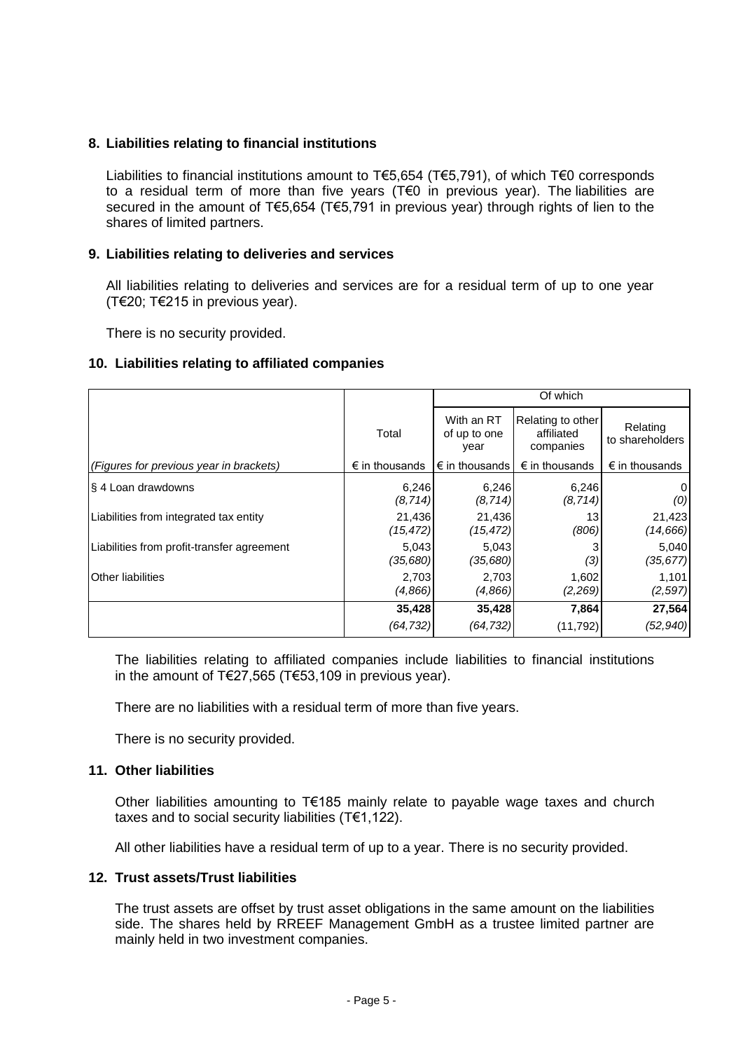### 8. Liabilities relating to financial institutions

Liabilities to financial institutions amount to T€5,654 (T€5,791), of which T€0 corresponds to a residual term of more than five years (T€0 in previous year). The liabilities are secured in the amount of T€5,654 (T€5,791 in previous year) through rights of lien to the shares of limited partners.

### 9. Liabilities relating to deliveries and services

All liabilities relating to deliveries and services are for a residual term of up to one year (T€20; T€215 in previous year).

There is no security provided.

### 10. Liabilities relating to affiliated companies

| | | Of which | | |
|---|---|---|---|---|
| | Total | With an RT of up to one year | Relating to other affiliated companies | Relating to shareholders |
| *(Figures for previous year in brackets)* | € in thousands | € in thousands | € in thousands | € in thousands |
| § 4 Loan drawdowns | 6,246<br>*(8,714)* | 6,246<br>*(8,714)* | 6,246<br>*(8,714)* | 0<br>*(0)* |
| Liabilities from integrated tax entity | 21,436<br>*(15,472)* | 21,436<br>*(15,472)* | 13<br>*(806)* | 21,423<br>*(14,666)* |
| Liabilities from profit-transfer agreement | 5,043<br>*(35,680)* | 5,043<br>*(35,680)* | 3<br>*(3)* | 5,040<br>*(35,677)* |
| Other liabilities | 2,703<br>*(4,866)* | 2,703<br>*(4,866)* | 1,602<br>*(2,269)* | 1,101<br>*(2,597)* |
| | **35,428**<br>*(64,732)* | **35,428**<br>*(64,732)* | **7,864**<br>(11,792) | **27,564**<br>*(52,940)* |

The liabilities relating to affiliated companies include liabilities to financial institutions in the amount of T€27,565 (T€53,109 in previous year).

There are no liabilities with a residual term of more than five years.

There is no security provided.

### 11. Other liabilities

Other liabilities amounting to T€185 mainly relate to payable wage taxes and church taxes and to social security liabilities (T€1,122).

All other liabilities have a residual term of up to a year. There is no security provided.

### 12. Trust assets/Trust liabilities

The trust assets are offset by trust asset obligations in the same amount on the liabilities side. The shares held by RREEF Management GmbH as a trustee limited partner are mainly held in two investment companies.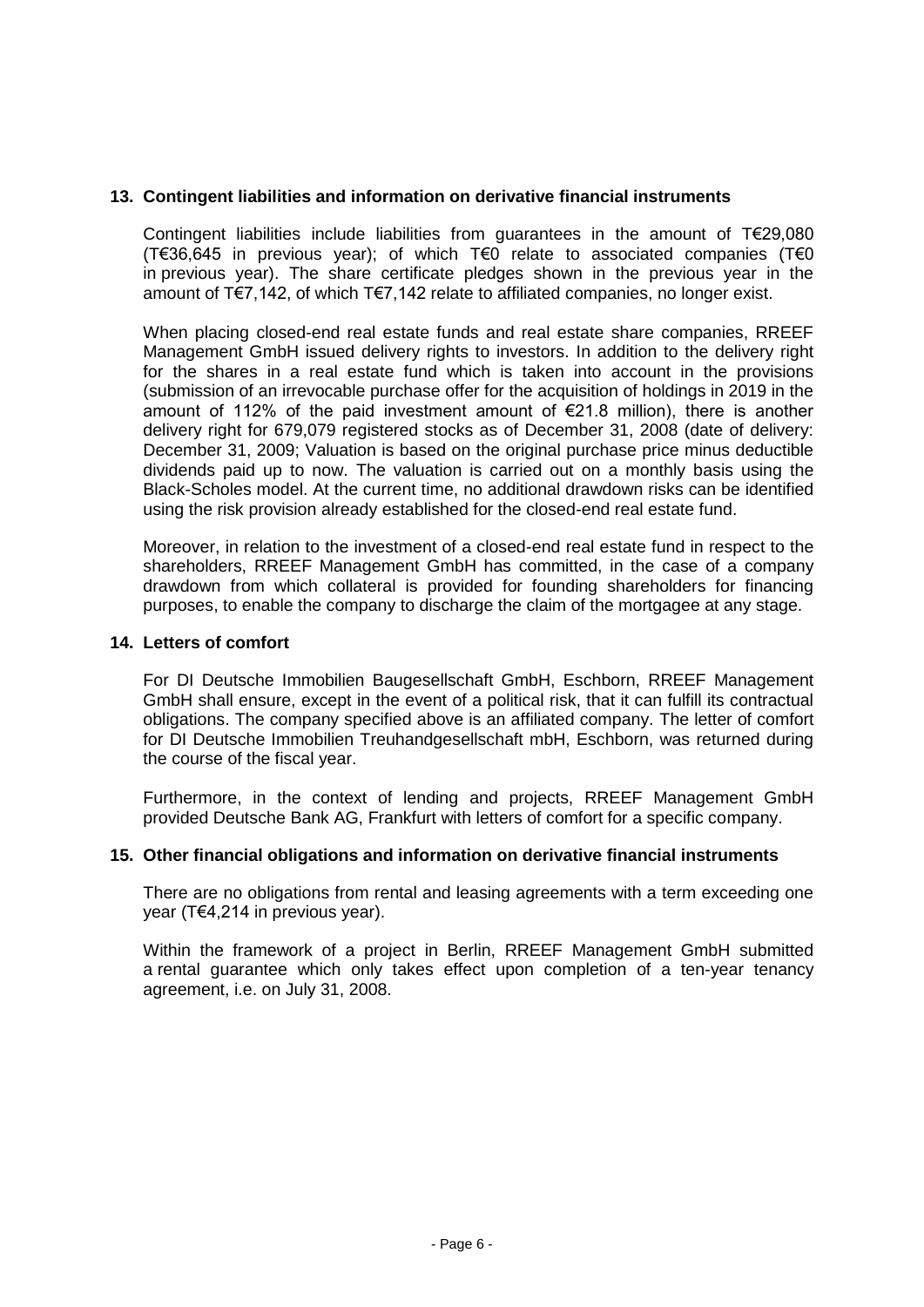## 13. Contingent liabilities and information on derivative financial instruments

Contingent liabilities include liabilities from guarantees in the amount of T€29,080 (T€36,645 in previous year); of which T€0 relate to associated companies (T€0 in previous year). The share certificate pledges shown in the previous year in the amount of T€7,142, of which T€7,142 relate to affiliated companies, no longer exist.

When placing closed-end real estate funds and real estate share companies, RREEF Management GmbH issued delivery rights to investors. In addition to the delivery right for the shares in a real estate fund which is taken into account in the provisions (submission of an irrevocable purchase offer for the acquisition of holdings in 2019 in the amount of 112% of the paid investment amount of €21.8 million), there is another delivery right for 679,079 registered stocks as of December 31, 2008 (date of delivery: December 31, 2009; Valuation is based on the original purchase price minus deductible dividends paid up to now. The valuation is carried out on a monthly basis using the Black-Scholes model. At the current time, no additional drawdown risks can be identified using the risk provision already established for the closed-end real estate fund.

Moreover, in relation to the investment of a closed-end real estate fund in respect to the shareholders, RREEF Management GmbH has committed, in the case of a company drawdown from which collateral is provided for founding shareholders for financing purposes, to enable the company to discharge the claim of the mortgagee at any stage.

## 14. Letters of comfort

For DI Deutsche Immobilien Baugesellschaft GmbH, Eschborn, RREEF Management GmbH shall ensure, except in the event of a political risk, that it can fulfill its contractual obligations. The company specified above is an affiliated company. The letter of comfort for DI Deutsche Immobilien Treuhandgesellschaft mbH, Eschborn, was returned during the course of the fiscal year.

Furthermore, in the context of lending and projects, RREEF Management GmbH provided Deutsche Bank AG, Frankfurt with letters of comfort for a specific company.

## 15. Other financial obligations and information on derivative financial instruments

There are no obligations from rental and leasing agreements with a term exceeding one year (T€4,214 in previous year).

Within the framework of a project in Berlin, RREEF Management GmbH submitted a rental guarantee which only takes effect upon completion of a ten-year tenancy agreement, i.e. on July 31, 2008.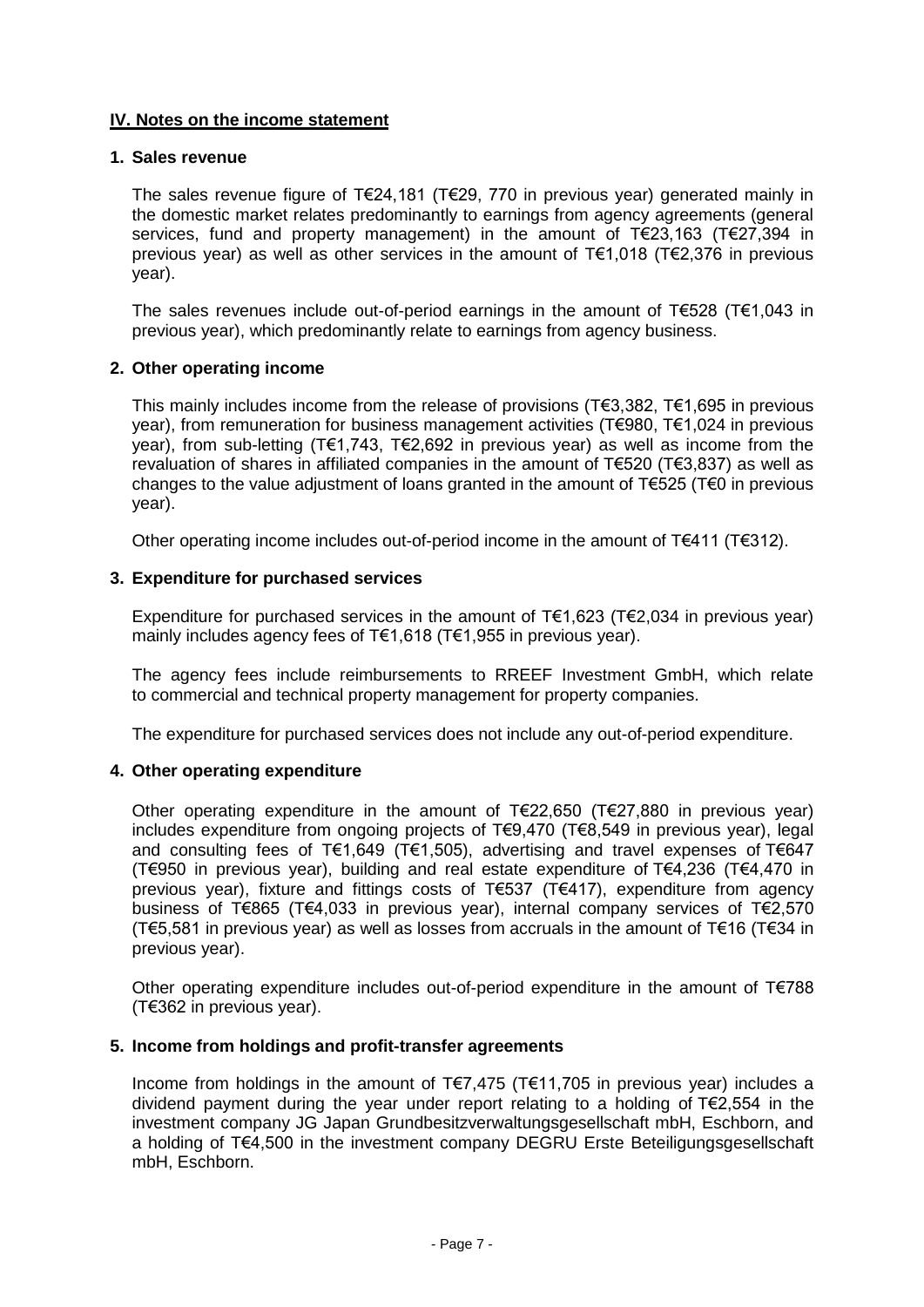## IV. Notes on the income statement

### 1. Sales revenue

The sales revenue figure of T€24,181 (T€29, 770 in previous year) generated mainly in the domestic market relates predominantly to earnings from agency agreements (general services, fund and property management) in the amount of T€23,163 (T€27,394 in previous year) as well as other services in the amount of T€1,018 (T€2,376 in previous year).

The sales revenues include out-of-period earnings in the amount of T€528 (T€1,043 in previous year), which predominantly relate to earnings from agency business.

### 2. Other operating income

This mainly includes income from the release of provisions (T€3,382, T€1,695 in previous year), from remuneration for business management activities (T€980, T€1,024 in previous year), from sub-letting (T€1,743, T€2,692 in previous year) as well as income from the revaluation of shares in affiliated companies in the amount of T€520 (T€3,837) as well as changes to the value adjustment of loans granted in the amount of T€525 (T€0 in previous year).

Other operating income includes out-of-period income in the amount of T€411 (T€312).

### 3. Expenditure for purchased services

Expenditure for purchased services in the amount of T€1,623 (T€2,034 in previous year) mainly includes agency fees of T€1,618 (T€1,955 in previous year).

The agency fees include reimbursements to RREEF Investment GmbH, which relate to commercial and technical property management for property companies.

The expenditure for purchased services does not include any out-of-period expenditure.

### 4. Other operating expenditure

Other operating expenditure in the amount of T€22,650 (T€27,880 in previous year) includes expenditure from ongoing projects of T€9,470 (T€8,549 in previous year), legal and consulting fees of T€1,649 (T€1,505), advertising and travel expenses of T€647 (T€950 in previous year), building and real estate expenditure of T€4,236 (T€4,470 in previous year), fixture and fittings costs of T€537 (T€417), expenditure from agency business of T€865 (T€4,033 in previous year), internal company services of T€2,570 (T€5,581 in previous year) as well as losses from accruals in the amount of T€16 (T€34 in previous year).

Other operating expenditure includes out-of-period expenditure in the amount of T€788 (T€362 in previous year).

### 5. Income from holdings and profit-transfer agreements

Income from holdings in the amount of T€7,475 (T€11,705 in previous year) includes a dividend payment during the year under report relating to a holding of T€2,554 in the investment company JG Japan Grundbesitzverwaltungsgesellschaft mbH, Eschborn, and a holding of T€4,500 in the investment company DEGRU Erste Beteiligungsgesellschaft mbH, Eschborn.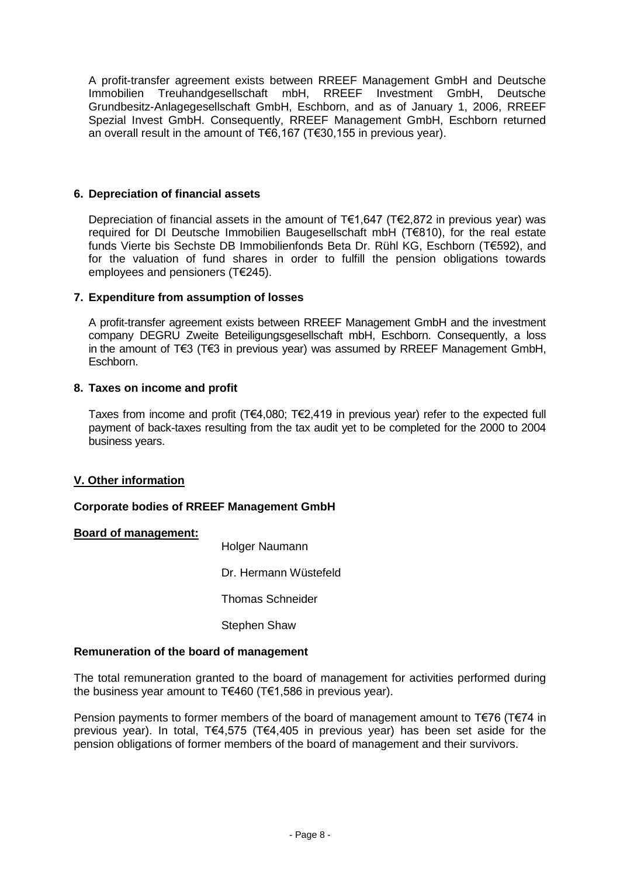A profit-transfer agreement exists between RREEF Management GmbH and Deutsche Immobilien Treuhandgesellschaft mbH, RREEF Investment GmbH, Deutsche Grundbesitz-Anlagegesellschaft GmbH, Eschborn, and as of January 1, 2006, RREEF Spezial Invest GmbH. Consequently, RREEF Management GmbH, Eschborn returned an overall result in the amount of T€6,167 (T€30,155 in previous year).

### 6. Depreciation of financial assets

Depreciation of financial assets in the amount of T€1,647 (T€2,872 in previous year) was required for DI Deutsche Immobilien Baugesellschaft mbH (T€810), for the real estate funds Vierte bis Sechste DB Immobilienfonds Beta Dr. Rühl KG, Eschborn (T€592), and for the valuation of fund shares in order to fulfill the pension obligations towards employees and pensioners (T€245).

### 7. Expenditure from assumption of losses

A profit-transfer agreement exists between RREEF Management GmbH and the investment company DEGRU Zweite Beteiligungsgesellschaft mbH, Eschborn. Consequently, a loss in the amount of T€3 (T€3 in previous year) was assumed by RREEF Management GmbH, Eschborn.

### 8. Taxes on income and profit

Taxes from income and profit (T€4,080; T€2,419 in previous year) refer to the expected full payment of back-taxes resulting from the tax audit yet to be completed for the 2000 to 2004 business years.

## V. Other information

**Corporate bodies of RREEF Management GmbH**

**Board of management:**

Holger Naumann

Dr. Hermann Wüstefeld

Thomas Schneider

Stephen Shaw

**Remuneration of the board of management**

The total remuneration granted to the board of management for activities performed during the business year amount to T€460 (T€1,586 in previous year).

Pension payments to former members of the board of management amount to T€76 (T€74 in previous year). In total, T€4,575 (T€4,405 in previous year) has been set aside for the pension obligations of former members of the board of management and their survivors.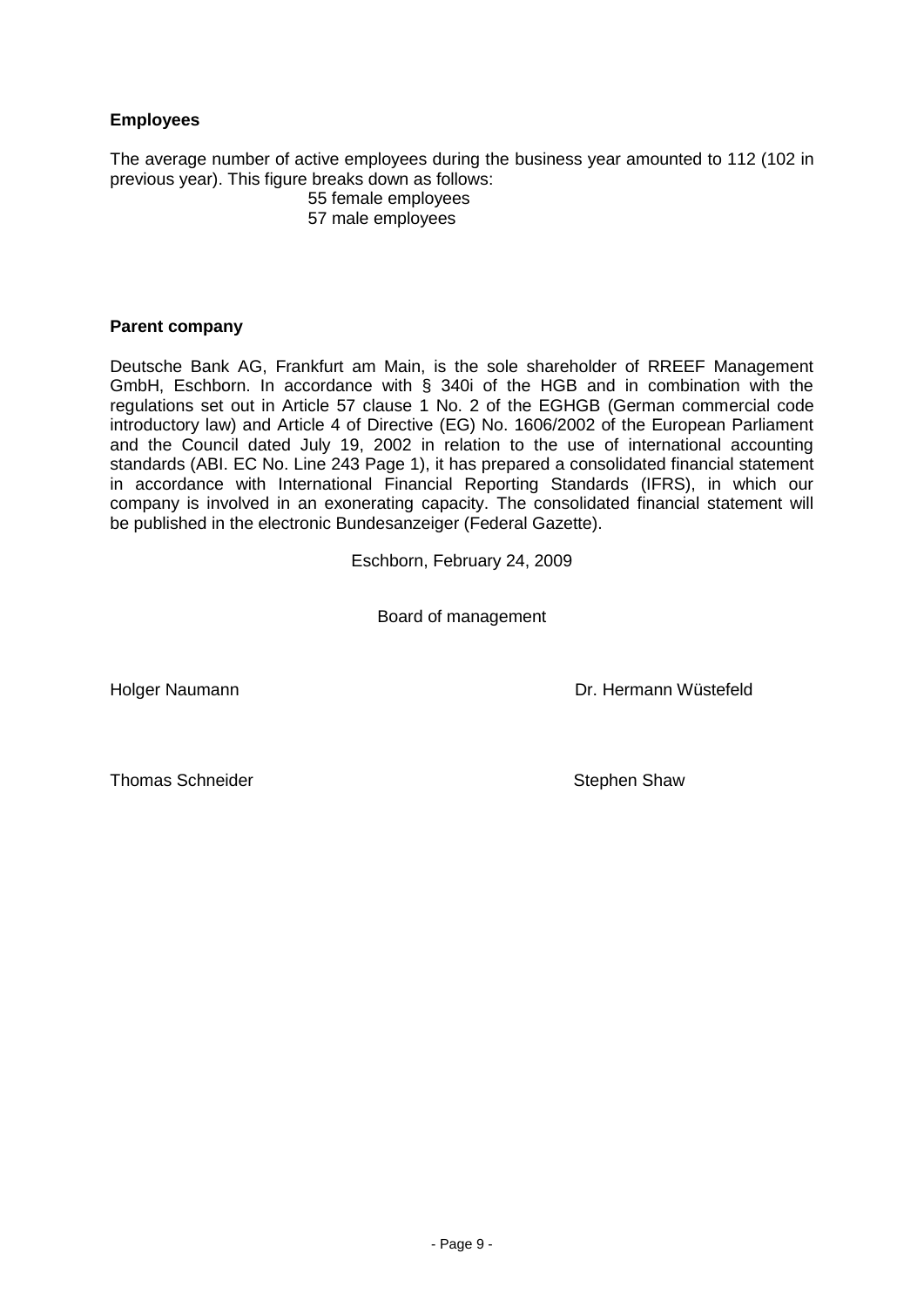**Employees**

The average number of active employees during the business year amounted to 112 (102 in previous year). This figure breaks down as follows:

55 female employees
57 male employees

**Parent company**

Deutsche Bank AG, Frankfurt am Main, is the sole shareholder of RREEF Management GmbH, Eschborn. In accordance with § 340i of the HGB and in combination with the regulations set out in Article 57 clause 1 No. 2 of the EGHGB (German commercial code introductory law) and Article 4 of Directive (EG) No. 1606/2002 of the European Parliament and the Council dated July 19, 2002 in relation to the use of international accounting standards (ABI. EC No. Line 243 Page 1), it has prepared a consolidated financial statement in accordance with International Financial Reporting Standards (IFRS), in which our company is involved in an exonerating capacity. The consolidated financial statement will be published in the electronic Bundesanzeiger (Federal Gazette).

Eschborn, February 24, 2009

Board of management

Holger Naumann

Dr. Hermann Wüstefeld

Thomas Schneider

Stephen Shaw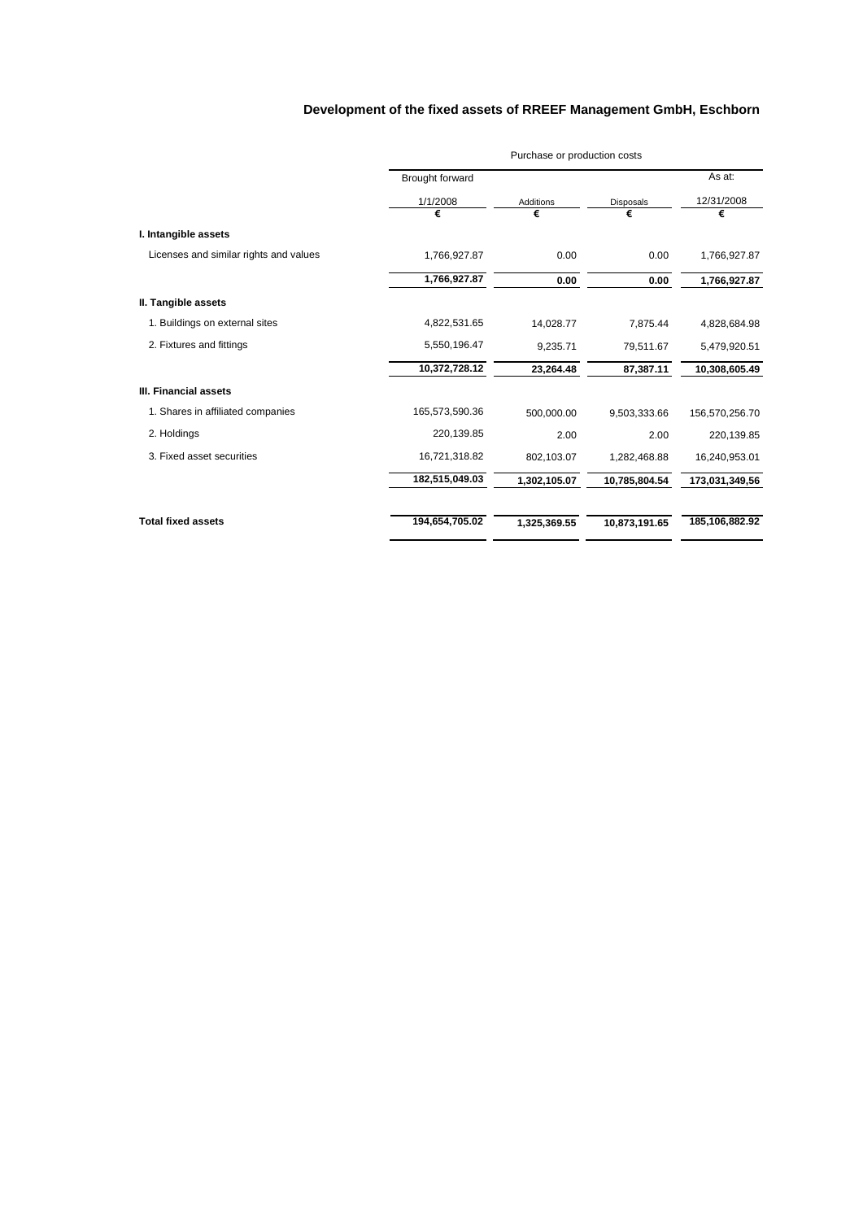## Development of the fixed assets of RREEF Management GmbH, Eschborn

| | Purchase or production costs | | | |
|---|---|---|---|---|
| | Brought forward | | | As at: |
| | 1/1/2008 | Additions | Disposals | 12/31/2008 |
| | € | € | € | € |
| **I. Intangible assets** | | | | |
| Licenses and similar rights and values | 1,766,927.87 | 0.00 | 0.00 | 1,766,927.87 |
| | **1,766,927.87** | **0.00** | **0.00** | **1,766,927.87** |
| **II. Tangible assets** | | | | |
| 1. Buildings on external sites | 4,822,531.65 | 14,028.77 | 7,875.44 | 4,828,684.98 |
| 2. Fixtures and fittings | 5,550,196.47 | 9,235.71 | 79,511.67 | 5,479,920.51 |
| | **10,372,728.12** | **23,264.48** | **87,387.11** | **10,308,605.49** |
| **III. Financial assets** | | | | |
| 1. Shares in affiliated companies | 165,573,590.36 | 500,000.00 | 9,503,333.66 | 156,570,256.70 |
| 2. Holdings | 220,139.85 | 2.00 | 2.00 | 220,139.85 |
| 3. Fixed asset securities | 16,721,318.82 | 802,103.07 | 1,282,468.88 | 16,240,953.01 |
| | **182,515,049.03** | **1,302,105.07** | **10,785,804.54** | **173,031,349,56** |
| **Total fixed assets** | **194,654,705.02** | **1,325,369.55** | **10,873,191.65** | **185,106,882.92** |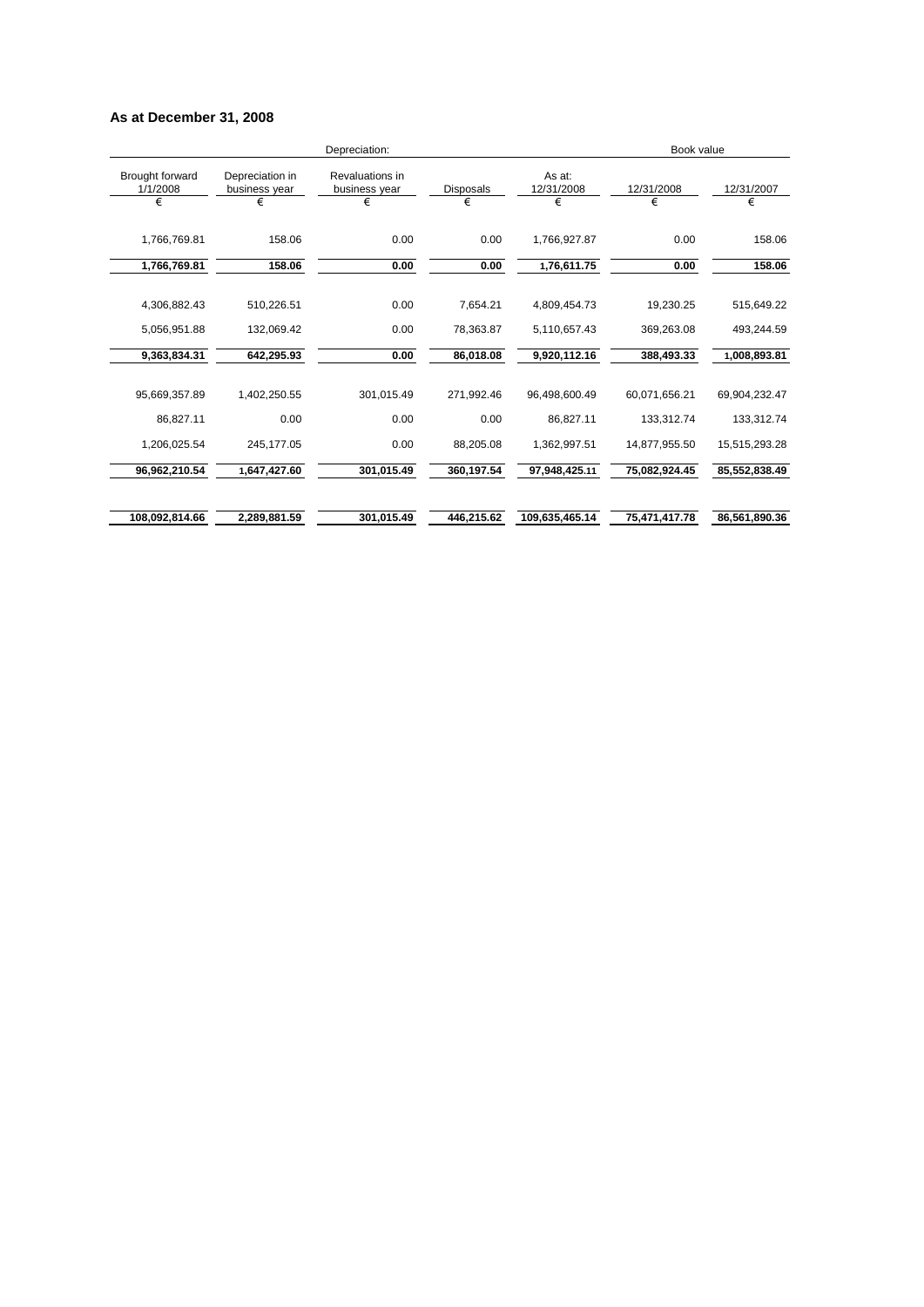### As at December 31, 2008

| Depreciation: | | | | | Book value | |
|---|---|---|---|---|---|---|
| Brought forward 1/1/2008 | Depreciation in business year | Revaluations in business year | Disposals | As at: 12/31/2008 | 12/31/2008 | 12/31/2007 |
| € | € | € | € | € | € | € |
| 1,766,769.81 | 158.06 | 0.00 | 0.00 | 1,766,927.87 | 0.00 | 158.06 |
| **1,766,769.81** | **158.06** | **0.00** | **0.00** | **1,76,611.75** | **0.00** | **158.06** |
| 4,306,882.43 | 510,226.51 | 0.00 | 7,654.21 | 4,809,454.73 | 19,230.25 | 515,649.22 |
| 5,056,951.88 | 132,069.42 | 0.00 | 78,363.87 | 5,110,657.43 | 369,263.08 | 493,244.59 |
| **9,363,834.31** | **642,295.93** | **0.00** | **86,018.08** | **9,920,112.16** | **388,493.33** | **1,008,893.81** |
| 95,669,357.89 | 1,402,250.55 | 301,015.49 | 271,992.46 | 96,498,600.49 | 60,071,656.21 | 69,904,232.47 |
| 86,827.11 | 0.00 | 0.00 | 0.00 | 86,827.11 | 133,312.74 | 133,312.74 |
| 1,206,025.54 | 245,177.05 | 0.00 | 88,205.08 | 1,362,997.51 | 14,877,955.50 | 15,515,293.28 |
| **96,962,210.54** | **1,647,427.60** | **301,015.49** | **360,197.54** | **97,948,425.11** | **75,082,924.45** | **85,552,838.49** |
| **108,092,814.66** | **2,289,881.59** | **301,015.49** | **446,215.62** | **109,635,465.14** | **75,471,417.78** | **86,561,890.36** |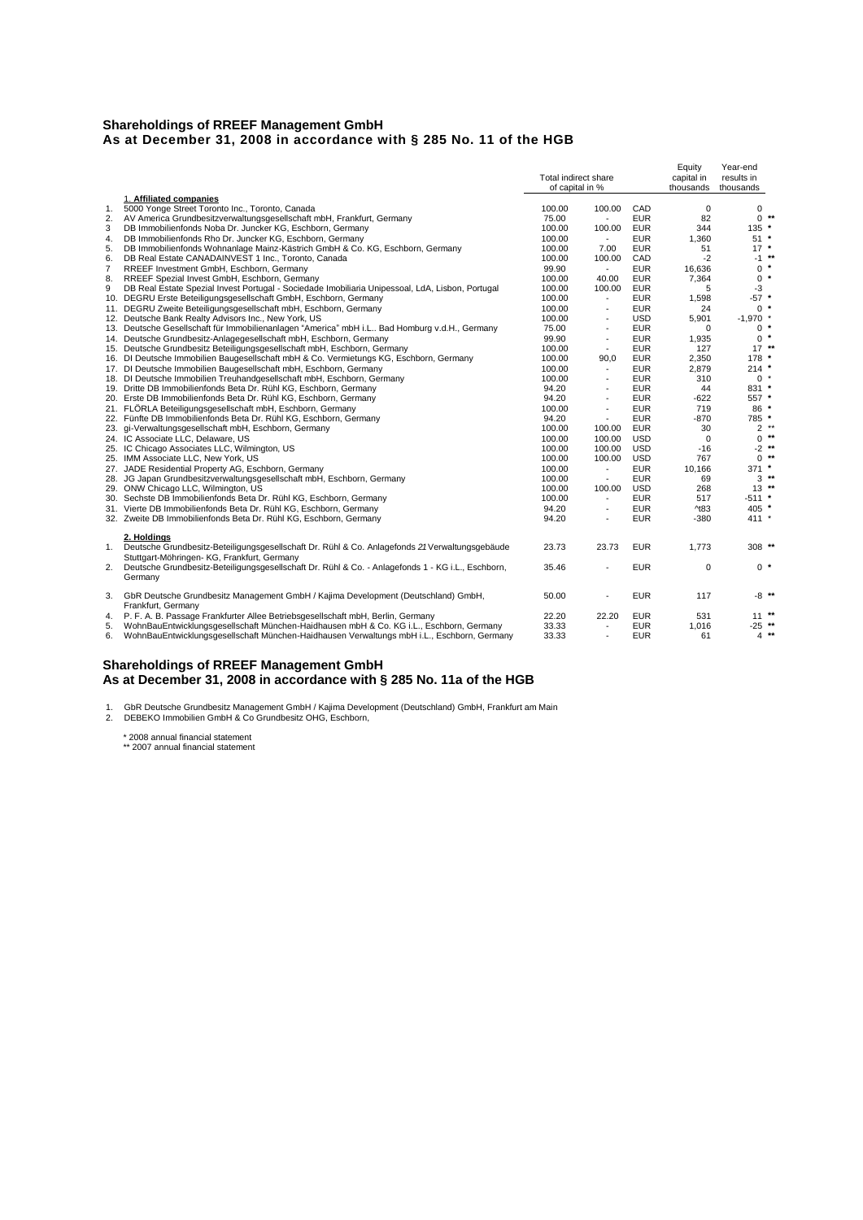## Shareholdings of RREEF Management GmbH
## As at December 31, 2008 in accordance with § 285 No. 11 of the HGB

| | | Total indirect share of capital in % | | | Equity capital in thousands | Year-end results in thousands | |
|---|---|---|---|---|---|---|---|
| | **1. Affiliated companies** | | | | | | |
| 1. | 5000 Yonge Street Toronto Inc., Toronto, Canada | 100.00 | 100.00 | CAD | 0 | 0 | |
| 2. | AV America Grundbesitzverwaltungsgesellschaft mbH, Frankfurt, Germany | 75.00 | - | EUR | 82 | 0 | ** |
| 3 | DB Immobilienfonds Noba Dr. Juncker KG, Eschborn, Germany | 100.00 | 100.00 | EUR | 344 | 135 | * |
| 4. | DB Immobilienfonds Rho Dr. Juncker KG, Eschborn, Germany | 100.00 | - | EUR | 1,360 | 51 | * |
| 5. | DB Immobilienfonds Wohnanlage Mainz-Kästrich GmbH & Co. KG, Eschborn, Germany | 100.00 | 7.00 | EUR | 51 | 17 | * |
| 6. | DB Real Estate CANADAINVEST 1 Inc., Toronto, Canada | 100.00 | 100.00 | CAD | -2 | -1 | ** |
| 7 | RREEF Investment GmbH, Eschborn, Germany | 99.90 | - | EUR | 16,636 | 0 | * |
| 8. | RREEF Spezial Invest GmbH, Eschborn, Germany | 100.00 | 40.00 | EUR | 7,364 | 0 | * |
| 9 | DB Real Estate Spezial Invest Portugal - Sociedade Imobiliaria Unipessoal, LdA, Lisbon, Portugal | 100.00 | 100.00 | EUR | 5 | -3 | |
| 10. | DEGRU Erste Beteiligungsgesellschaft GmbH, Eschborn, Germany | 100.00 | - | EUR | 1,598 | -57 | * |
| 11. | DEGRU Zweite Beteiligungsgesellschaft mbH, Eschborn, Germany | 100.00 | - | EUR | 24 | 0 | * |
| 12. | Deutsche Bank Realty Advisors Inc., New York, US | 100.00 | - | USD | 5,901 | -1,970 | * |
| 13. | Deutsche Gesellschaft für Immobilienanlagen "America" mbH i.L.. Bad Homburg v.d.H., Germany | 75.00 | - | EUR | 0 | 0 | * |
| 14. | Deutsche Grundbesitz-Anlagegesellschaft mbH, Eschborn, Germany | 99.90 | - | EUR | 1,935 | 0 | * |
| 15. | Deutsche Grundbesitz Beteiligungsgesellschaft mbH, Eschborn, Germany | 100.00 | - | EUR | 127 | 17 | ** |
| 16. | DI Deutsche Immobilien Baugesellschaft mbH & Co. Vermietungs KG, Eschborn, Germany | 100.00 | 90,0 | EUR | 2,350 | 178 | * |
| 17. | DI Deutsche Immobilien Baugesellschaft mbH, Eschborn, Germany | 100.00 | - | EUR | 2,879 | 214 | * |
| 18. | DI Deutsche Immobilien Treuhandgesellschaft mbH, Eschborn, Germany | 100.00 | - | EUR | 310 | 0 | * |
| 19. | Dritte DB Immobilienfonds Beta Dr. Rühl KG, Eschborn, Germany | 94.20 | - | EUR | 44 | 831 | * |
| 20. | Erste DB Immobilienfonds Beta Dr. Rühl KG, Eschborn, Germany | 94.20 | - | EUR | -622 | 557 | * |
| 21. | FLÖRLA Beteiligungsgesellschaft mbH, Eschborn, Germany | 100.00 | - | EUR | 719 | 86 | * |
| 22. | Fünfte DB Immobilienfonds Beta Dr. Rühl KG, Eschborn, Germany | 94.20 | - | EUR | -870 | 785 | * |
| 23. | gi-Verwaltungsgesellschaft mbH, Eschborn, Germany | 100.00 | 100.00 | EUR | 30 | 2 | ** |
| 24. | IC Associate LLC, Delaware, US | 100.00 | 100.00 | USD | 0 | 0 | ** |
| 25. | IC Chicago Associates LLC, Wilmington, US | 100.00 | 100.00 | USD | -16 | -2 | ** |
| 25. | IMM Associate LLC, New York, US | 100.00 | 100.00 | USD | 767 | 0 | ** |
| 27. | JADE Residential Property AG, Eschborn, Germany | 100.00 | - | EUR | 10,166 | 371 | * |
| 28. | JG Japan Grundbesitzverwaltungsgesellschaft mbH, Eschborn, Germany | 100.00 | - | EUR | 69 | 3 | ** |
| 29. | ONW Chicago LLC, Wilmington, US | 100.00 | 100.00 | USD | 268 | 13 | ** |
| 30. | Sechste DB Immobilienfonds Beta Dr. Rühl KG, Eschborn, Germany | 100.00 | - | EUR | 517 | -511 | * |
| 31. | Vierte DB Immobilienfonds Beta Dr. Rühl KG, Eschborn, Germany | 94.20 | - | EUR | ^t83 | 405 | * |
| 32. | Zweite DB Immobilienfonds Beta Dr. Rühl KG, Eschborn, Germany | 94.20 | - | EUR | -380 | 411 | * |
| | **2. Holdings** | | | | | | |
| 1. | Deutsche Grundbesitz-Beteiligungsgesellschaft Dr. Rühl & Co. Anlagefonds 21 Verwaltungsgebäude Stuttgart-Möhringen- KG, Frankfurt, Germany | 23.73 | 23.73 | EUR | 1,773 | 308 | ** |
| 2. | Deutsche Grundbesitz-Beteiligungsgesellschaft Dr. Rühl & Co. - Anlagefonds 1 - KG i.L., Eschborn, Germany | 35.46 | - | EUR | 0 | 0 | * |
| 3. | GbR Deutsche Grundbesitz Management GmbH / Kajima Development (Deutschland) GmbH, Frankfurt, Germany | 50.00 | - | EUR | 117 | -8 | ** |
| 4. | P. F. A. B. Passage Frankfurter Allee Betriebsgesellschaft mbH, Berlin, Germany | 22.20 | 22.20 | EUR | 531 | 11 | ** |
| 5. | WohnBauEntwicklungsgesellschaft München-Haidhausen mbH & Co. KG i.L., Eschborn, Germany | 33.33 | - | EUR | 1,016 | -25 | ** |
| 6. | WohnBauEntwicklungsgesellschaft München-Haidhausen Verwaltungs mbH i.L., Eschborn, Germany | 33.33 | - | EUR | 61 | 4 | ** |

## Shareholdings of RREEF Management GmbH
## As at December 31, 2008 in accordance with § 285 No. 11a of the HGB

1. GbR Deutsche Grundbesitz Management GmbH / Kajima Development (Deutschland) GmbH, Frankfurt am Main
2. DEBEKO Immobilien GmbH & Co Grundbesitz OHG, Eschborn,

\* 2008 annual financial statement
\*\* 2007 annual financial statement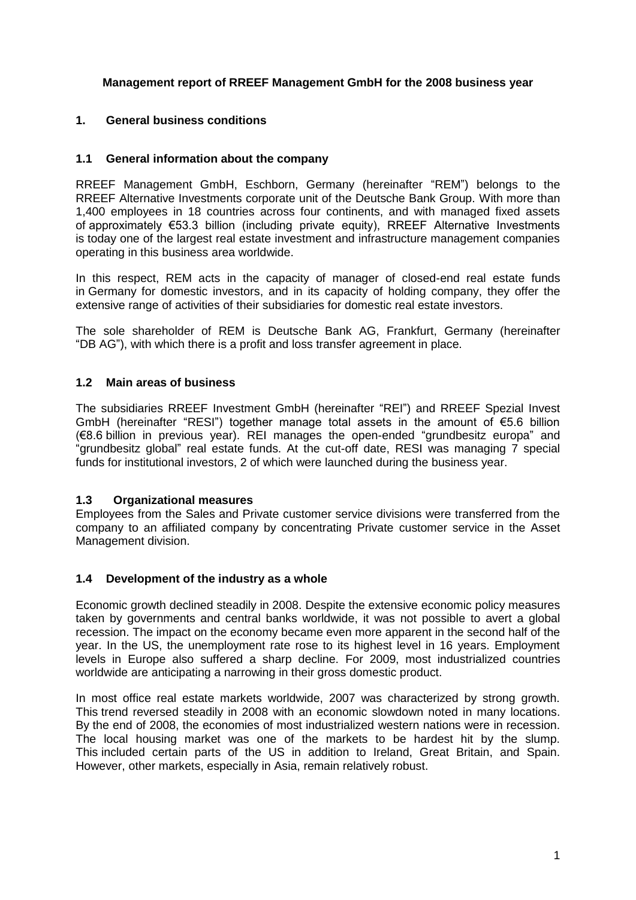**Management report of RREEF Management GmbH for the 2008 business year**

## 1. General business conditions

### 1.1 General information about the company

RREEF Management GmbH, Eschborn, Germany (hereinafter "REM") belongs to the RREEF Alternative Investments corporate unit of the Deutsche Bank Group. With more than 1,400 employees in 18 countries across four continents, and with managed fixed assets of approximately €53.3 billion (including private equity), RREEF Alternative Investments is today one of the largest real estate investment and infrastructure management companies operating in this business area worldwide.

In this respect, REM acts in the capacity of manager of closed-end real estate funds in Germany for domestic investors, and in its capacity of holding company, they offer the extensive range of activities of their subsidiaries for domestic real estate investors.

The sole shareholder of REM is Deutsche Bank AG, Frankfurt, Germany (hereinafter "DB AG"), with which there is a profit and loss transfer agreement in place.

### 1.2 Main areas of business

The subsidiaries RREEF Investment GmbH (hereinafter "REI") and RREEF Spezial Invest GmbH (hereinafter "RESI") together manage total assets in the amount of €5.6 billion (€8.6 billion in previous year). REI manages the open-ended "grundbesitz europa" and "grundbesitz global" real estate funds. At the cut-off date, RESI was managing 7 special funds for institutional investors, 2 of which were launched during the business year.

### 1.3 Organizational measures

Employees from the Sales and Private customer service divisions were transferred from the company to an affiliated company by concentrating Private customer service in the Asset Management division.

### 1.4 Development of the industry as a whole

Economic growth declined steadily in 2008. Despite the extensive economic policy measures taken by governments and central banks worldwide, it was not possible to avert a global recession. The impact on the economy became even more apparent in the second half of the year. In the US, the unemployment rate rose to its highest level in 16 years. Employment levels in Europe also suffered a sharp decline. For 2009, most industrialized countries worldwide are anticipating a narrowing in their gross domestic product.

In most office real estate markets worldwide, 2007 was characterized by strong growth. This trend reversed steadily in 2008 with an economic slowdown noted in many locations. By the end of 2008, the economies of most industrialized western nations were in recession. The local housing market was one of the markets to be hardest hit by the slump. This included certain parts of the US in addition to Ireland, Great Britain, and Spain. However, other markets, especially in Asia, remain relatively robust.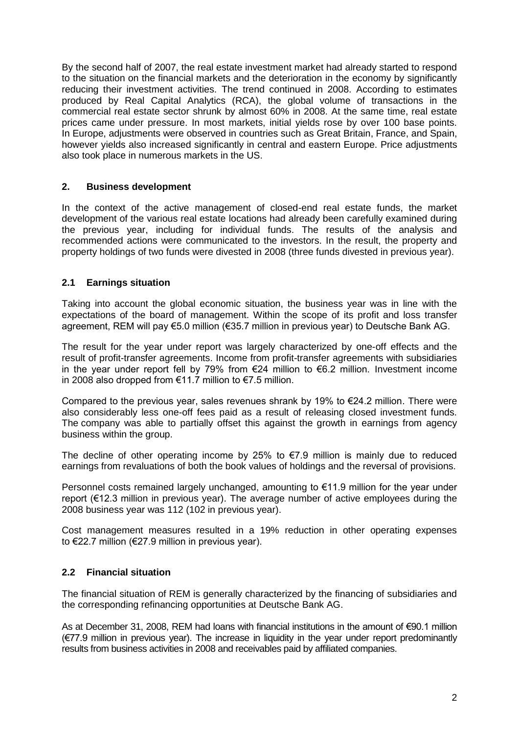By the second half of 2007, the real estate investment market had already started to respond to the situation on the financial markets and the deterioration in the economy by significantly reducing their investment activities. The trend continued in 2008. According to estimates produced by Real Capital Analytics (RCA), the global volume of transactions in the commercial real estate sector shrunk by almost 60% in 2008. At the same time, real estate prices came under pressure. In most markets, initial yields rose by over 100 base points. In Europe, adjustments were observed in countries such as Great Britain, France, and Spain, however yields also increased significantly in central and eastern Europe. Price adjustments also took place in numerous markets in the US.

## 2. Business development

In the context of the active management of closed-end real estate funds, the market development of the various real estate locations had already been carefully examined during the previous year, including for individual funds. The results of the analysis and recommended actions were communicated to the investors. In the result, the property and property holdings of two funds were divested in 2008 (three funds divested in previous year).

### 2.1 Earnings situation

Taking into account the global economic situation, the business year was in line with the expectations of the board of management. Within the scope of its profit and loss transfer agreement, REM will pay €5.0 million (€35.7 million in previous year) to Deutsche Bank AG.

The result for the year under report was largely characterized by one-off effects and the result of profit-transfer agreements. Income from profit-transfer agreements with subsidiaries in the year under report fell by 79% from €24 million to €6.2 million. Investment income in 2008 also dropped from €11.7 million to €7.5 million.

Compared to the previous year, sales revenues shrank by 19% to €24.2 million. There were also considerably less one-off fees paid as a result of releasing closed investment funds. The company was able to partially offset this against the growth in earnings from agency business within the group.

The decline of other operating income by 25% to €7.9 million is mainly due to reduced earnings from revaluations of both the book values of holdings and the reversal of provisions.

Personnel costs remained largely unchanged, amounting to €11.9 million for the year under report (€12.3 million in previous year). The average number of active employees during the 2008 business year was 112 (102 in previous year).

Cost management measures resulted in a 19% reduction in other operating expenses to €22.7 million (€27.9 million in previous year).

### 2.2 Financial situation

The financial situation of REM is generally characterized by the financing of subsidiaries and the corresponding refinancing opportunities at Deutsche Bank AG.

As at December 31, 2008, REM had loans with financial institutions in the amount of €90.1 million (€77.9 million in previous year). The increase in liquidity in the year under report predominantly results from business activities in 2008 and receivables paid by affiliated companies.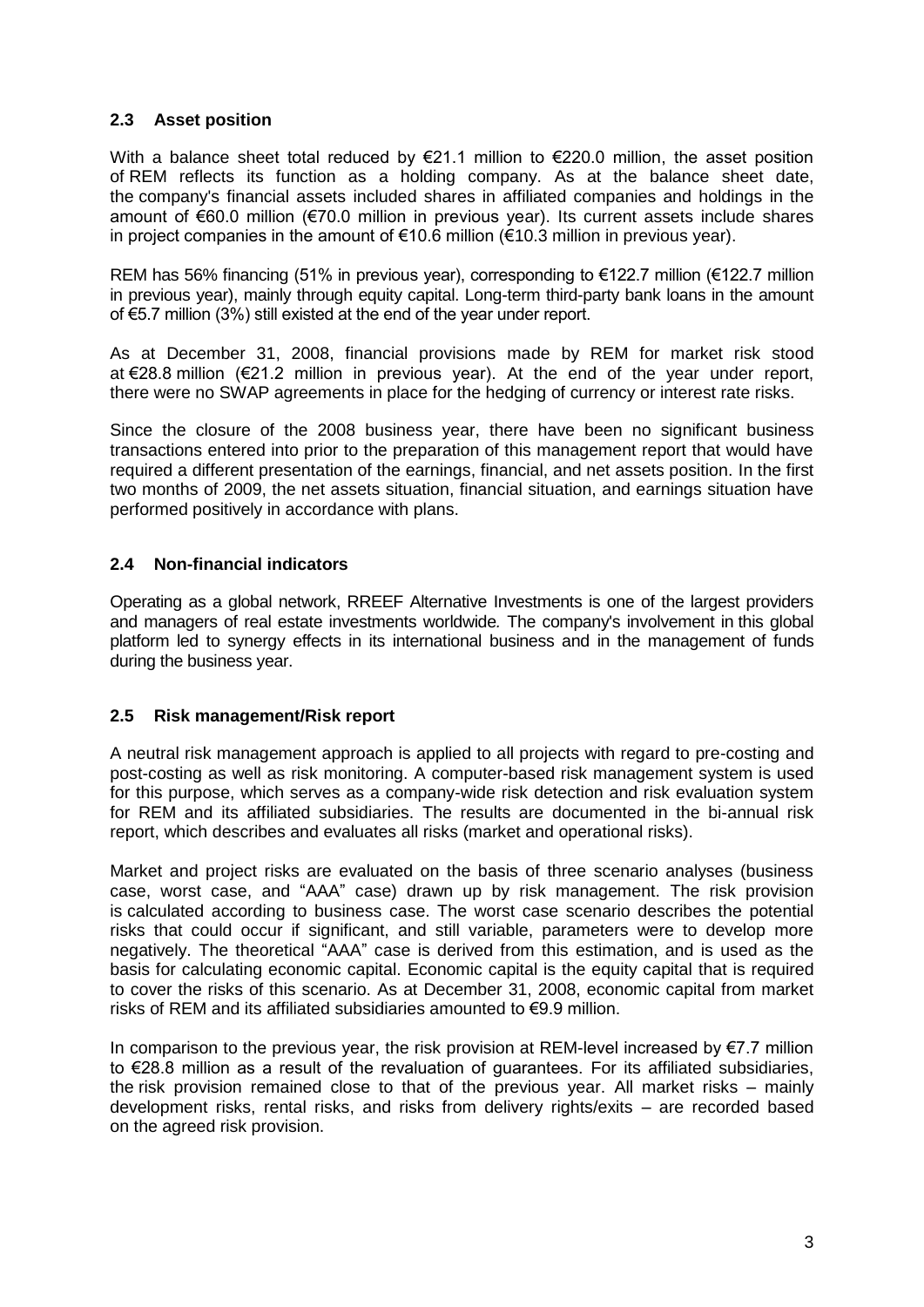## 2.3 Asset position

With a balance sheet total reduced by €21.1 million to €220.0 million, the asset position of REM reflects its function as a holding company. As at the balance sheet date, the company's financial assets included shares in affiliated companies and holdings in the amount of €60.0 million (€70.0 million in previous year). Its current assets include shares in project companies in the amount of €10.6 million (€10.3 million in previous year).

REM has 56% financing (51% in previous year), corresponding to €122.7 million (€122.7 million in previous year), mainly through equity capital. Long-term third-party bank loans in the amount of €5.7 million (3%) still existed at the end of the year under report.

As at December 31, 2008, financial provisions made by REM for market risk stood at €28.8 million (€21.2 million in previous year). At the end of the year under report, there were no SWAP agreements in place for the hedging of currency or interest rate risks.

Since the closure of the 2008 business year, there have been no significant business transactions entered into prior to the preparation of this management report that would have required a different presentation of the earnings, financial, and net assets position. In the first two months of 2009, the net assets situation, financial situation, and earnings situation have performed positively in accordance with plans.

## 2.4 Non-financial indicators

Operating as a global network, RREEF Alternative Investments is one of the largest providers and managers of real estate investments worldwide. The company's involvement in this global platform led to synergy effects in its international business and in the management of funds during the business year.

## 2.5 Risk management/Risk report

A neutral risk management approach is applied to all projects with regard to pre-costing and post-costing as well as risk monitoring. A computer-based risk management system is used for this purpose, which serves as a company-wide risk detection and risk evaluation system for REM and its affiliated subsidiaries. The results are documented in the bi-annual risk report, which describes and evaluates all risks (market and operational risks).

Market and project risks are evaluated on the basis of three scenario analyses (business case, worst case, and "AAA" case) drawn up by risk management. The risk provision is calculated according to business case. The worst case scenario describes the potential risks that could occur if significant, and still variable, parameters were to develop more negatively. The theoretical "AAA" case is derived from this estimation, and is used as the basis for calculating economic capital. Economic capital is the equity capital that is required to cover the risks of this scenario. As at December 31, 2008, economic capital from market risks of REM and its affiliated subsidiaries amounted to €9.9 million.

In comparison to the previous year, the risk provision at REM-level increased by €7.7 million to €28.8 million as a result of the revaluation of guarantees. For its affiliated subsidiaries, the risk provision remained close to that of the previous year. All market risks – mainly development risks, rental risks, and risks from delivery rights/exits – are recorded based on the agreed risk provision.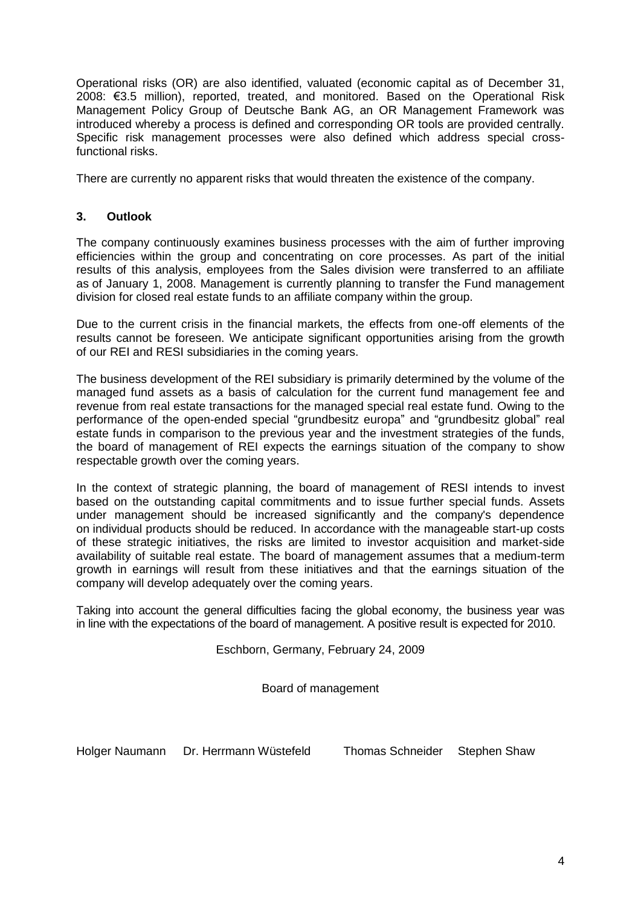Operational risks (OR) are also identified, valuated (economic capital as of December 31, 2008: €3.5 million), reported, treated, and monitored. Based on the Operational Risk Management Policy Group of Deutsche Bank AG, an OR Management Framework was introduced whereby a process is defined and corresponding OR tools are provided centrally. Specific risk management processes were also defined which address special cross-functional risks.

There are currently no apparent risks that would threaten the existence of the company.

## 3. Outlook

The company continuously examines business processes with the aim of further improving efficiencies within the group and concentrating on core processes. As part of the initial results of this analysis, employees from the Sales division were transferred to an affiliate as of January 1, 2008. Management is currently planning to transfer the Fund management division for closed real estate funds to an affiliate company within the group.

Due to the current crisis in the financial markets, the effects from one-off elements of the results cannot be foreseen. We anticipate significant opportunities arising from the growth of our REI and RESI subsidiaries in the coming years.

The business development of the REI subsidiary is primarily determined by the volume of the managed fund assets as a basis of calculation for the current fund management fee and revenue from real estate transactions for the managed special real estate fund. Owing to the performance of the open-ended special "grundbesitz europa" and "grundbesitz global" real estate funds in comparison to the previous year and the investment strategies of the funds, the board of management of REI expects the earnings situation of the company to show respectable growth over the coming years.

In the context of strategic planning, the board of management of RESI intends to invest based on the outstanding capital commitments and to issue further special funds. Assets under management should be increased significantly and the company's dependence on individual products should be reduced. In accordance with the manageable start-up costs of these strategic initiatives, the risks are limited to investor acquisition and market-side availability of suitable real estate. The board of management assumes that a medium-term growth in earnings will result from these initiatives and that the earnings situation of the company will develop adequately over the coming years.

Taking into account the general difficulties facing the global economy, the business year was in line with the expectations of the board of management. A positive result is expected for 2010.

Eschborn, Germany, February 24, 2009

Board of management

Holger Naumann Dr. Herrmann Wüstefeld Thomas Schneider Stephen Shaw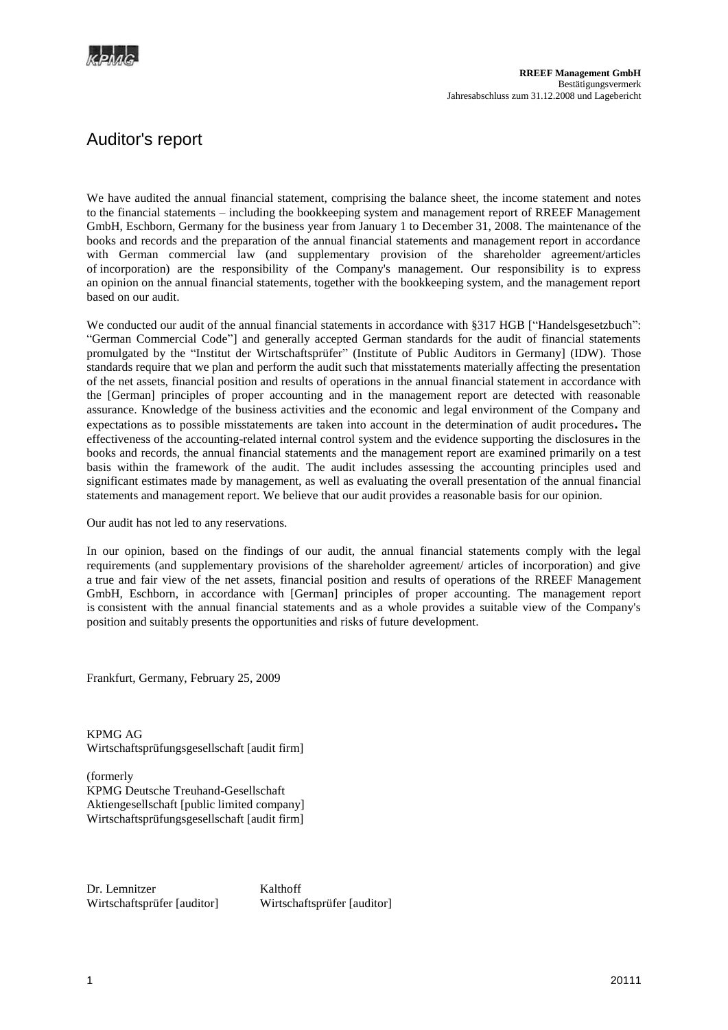# Auditor's report

We have audited the annual financial statement, comprising the balance sheet, the income statement and notes to the financial statements – including the bookkeeping system and management report of RREEF Management GmbH, Eschborn, Germany for the business year from January 1 to December 31, 2008. The maintenance of the books and records and the preparation of the annual financial statements and management report in accordance with German commercial law (and supplementary provision of the shareholder agreement/articles of incorporation) are the responsibility of the Company's management. Our responsibility is to express an opinion on the annual financial statements, together with the bookkeeping system, and the management report based on our audit.

We conducted our audit of the annual financial statements in accordance with §317 HGB ["Handelsgesetzbuch": "German Commercial Code"] and generally accepted German standards for the audit of financial statements promulgated by the "Institut der Wirtschaftsprüfer" (Institute of Public Auditors in Germany] (IDW). Those standards require that we plan and perform the audit such that misstatements materially affecting the presentation of the net assets, financial position and results of operations in the annual financial statement in accordance with the [German] principles of proper accounting and in the management report are detected with reasonable assurance. Knowledge of the business activities and the economic and legal environment of the Company and expectations as to possible misstatements are taken into account in the determination of audit procedures**.** The effectiveness of the accounting-related internal control system and the evidence supporting the disclosures in the books and records, the annual financial statements and the management report are examined primarily on a test basis within the framework of the audit. The audit includes assessing the accounting principles used and significant estimates made by management, as well as evaluating the overall presentation of the annual financial statements and management report. We believe that our audit provides a reasonable basis for our opinion.

Our audit has not led to any reservations.

In our opinion, based on the findings of our audit, the annual financial statements comply with the legal requirements (and supplementary provisions of the shareholder agreement/ articles of incorporation) and give a true and fair view of the net assets, financial position and results of operations of the RREEF Management GmbH, Eschborn, in accordance with [German] principles of proper accounting. The management report is consistent with the annual financial statements and as a whole provides a suitable view of the Company's position and suitably presents the opportunities and risks of future development.

Frankfurt, Germany, February 25, 2009

KPMG AG
Wirtschaftsprüfungsgesellschaft [audit firm]

(formerly
KPMG Deutsche Treuhand-Gesellschaft
Aktiengesellschaft [public limited company]
Wirtschaftsprüfungsgesellschaft [audit firm]

Dr. Lemnitzer
Wirtschaftsprüfer [auditor]

Kalthoff
Wirtschaftsprüfer [auditor]